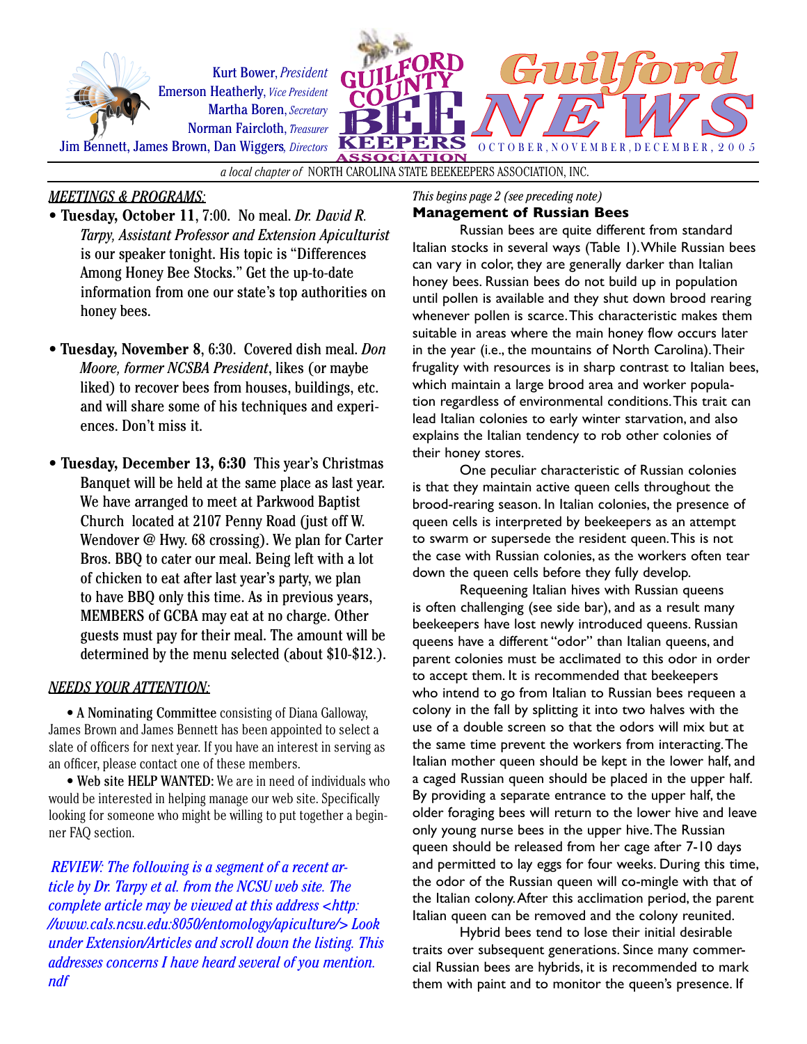Kurt Bower, *President*
Emerson Heatherly, *Vice President*
Martha Boren, *Secretary*
Norman Faircloth, *Treasurer*
Jim Bennett, James Brown, Dan Wiggers, *Directors*

# GUILFORD COUNTY BEE KEEPERS ASSOCIATION — Guilford NEWS

OCTOBER, NOVEMBER, DECEMBER, 2005

*a local chapter of* NORTH CAROLINA STATE BEEKEEPERS ASSOCIATION, INC.

## *MEETINGS & PROGRAMS:*

- **Tuesday, October 11**, 7:00. No meal. *Dr. David R. Tarpy, Assistant Professor and Extension Apiculturist* is our speaker tonight. His topic is "Differences Among Honey Bee Stocks." Get the up-to-date information from one our state's top authorities on honey bees.

- **Tuesday, November 8**, 6:30. Covered dish meal. *Don Moore, former NCSBA President*, likes (or maybe liked) to recover bees from houses, buildings, etc. and will share some of his techniques and experiences. Don't miss it.

- **Tuesday, December 13, 6:30** This year's Christmas Banquet will be held at the same place as last year. We have arranged to meet at Parkwood Baptist Church located at 2107 Penny Road (just off W. Wendover @ Hwy. 68 crossing). We plan for Carter Bros. BBQ to cater our meal. Being left with a lot of chicken to eat after last year's party, we plan to have BBQ only this time. As in previous years, MEMBERS of GCBA may eat at no charge. Other guests must pay for their meal. The amount will be determined by the menu selected (about $10-$12.).

## *NEEDS YOUR ATTENTION:*

- A Nominating Committee consisting of Diana Galloway, James Brown and James Bennett has been appointed to select a slate of officers for next year. If you have an interest in serving as an officer, please contact one of these members.

- Web site HELP WANTED: We are in need of individuals who would be interested in helping manage our web site. Specifically looking for someone who might be willing to put together a beginner FAQ section.

*REVIEW: The following is a segment of a recent article by Dr. Tarpy et al. from the NCSU web site. The complete article may be viewed at this address <http://www.cals.ncsu.edu:8050/entomology/apiculture/> Look under Extension/Articles and scroll down the listing. This addresses concerns I have heard several of you mention. ndf*

*This begins page 2 (see preceding note)*

### Management of Russian Bees

Russian bees are quite different from standard Italian stocks in several ways (Table 1). While Russian bees can vary in color, they are generally darker than Italian honey bees. Russian bees do not build up in population until pollen is available and they shut down brood rearing whenever pollen is scarce. This characteristic makes them suitable in areas where the main honey flow occurs later in the year (i.e., the mountains of North Carolina). Their frugality with resources is in sharp contrast to Italian bees, which maintain a large brood area and worker population regardless of environmental conditions. This trait can lead Italian colonies to early winter starvation, and also explains the Italian tendency to rob other colonies of their honey stores.

One peculiar characteristic of Russian colonies is that they maintain active queen cells throughout the brood-rearing season. In Italian colonies, the presence of queen cells is interpreted by beekeepers as an attempt to swarm or supersede the resident queen. This is not the case with Russian colonies, as the workers often tear down the queen cells before they fully develop.

Requeening Italian hives with Russian queens is often challenging (see side bar), and as a result many beekeepers have lost newly introduced queens. Russian queens have a different "odor" than Italian queens, and parent colonies must be acclimated to this odor in order to accept them. It is recommended that beekeepers who intend to go from Italian to Russian bees requeen a colony in the fall by splitting it into two halves with the use of a double screen so that the odors will mix but at the same time prevent the workers from interacting. The Italian mother queen should be kept in the lower half, and a caged Russian queen should be placed in the upper half. By providing a separate entrance to the upper half, the older foraging bees will return to the lower hive and leave only young nurse bees in the upper hive. The Russian queen should be released from her cage after 7-10 days and permitted to lay eggs for four weeks. During this time, the odor of the Russian queen will co-mingle with that of the Italian colony. After this acclimation period, the parent Italian queen can be removed and the colony reunited.

Hybrid bees tend to lose their initial desirable traits over subsequent generations. Since many commercial Russian bees are hybrids, it is recommended to mark them with paint and to monitor the queen's presence. If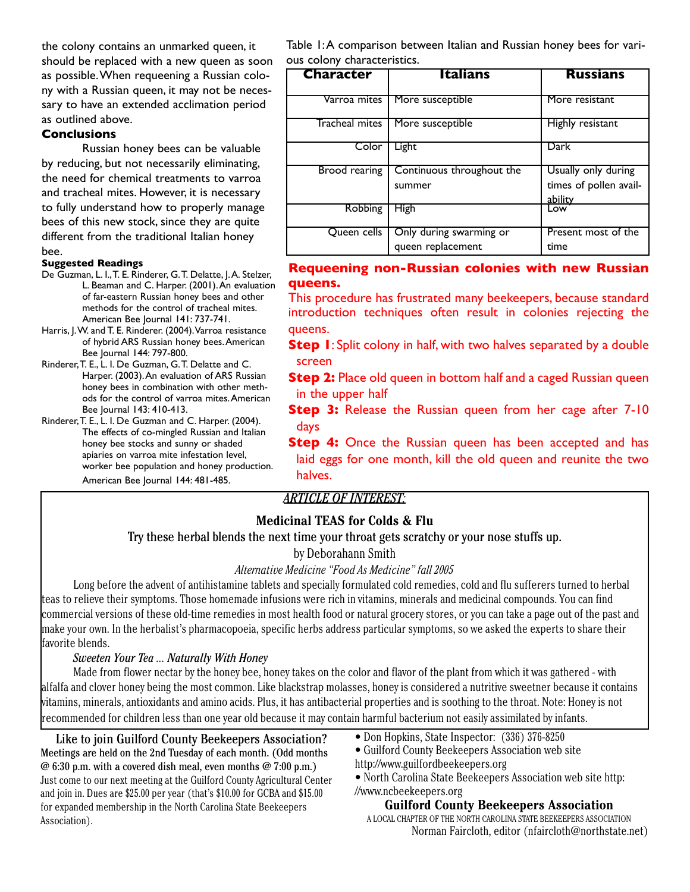the colony contains an unmarked queen, it should be replaced with a new queen as soon as possible. When requeening a Russian colony with a Russian queen, it may not be necessary to have an extended acclimation period as outlined above.

### Conclusions

Russian honey bees can be valuable by reducing, but not necessarily eliminating, the need for chemical treatments to varroa and tracheal mites. However, it is necessary to fully understand how to properly manage bees of this new stock, since they are quite different from the traditional Italian honey bee.

#### Suggested Readings

De Guzman, L. I., T. E. Rinderer, G. T. Delatte, J. A. Stelzer, L. Beaman and C. Harper. (2001). An evaluation of far-eastern Russian honey bees and other methods for the control of tracheal mites. American Bee Journal 141: 737-741.

Harris, J. W. and T. E. Rinderer. (2004). Varroa resistance of hybrid ARS Russian honey bees. American Bee Journal 144: 797-800.

Rinderer, T. E., L. I. De Guzman, G. T. Delatte and C. Harper. (2003). An evaluation of ARS Russian honey bees in combination with other methods for the control of varroa mites. American Bee Journal 143: 410-413.

Rinderer, T. E., L. I. De Guzman and C. Harper. (2004). The effects of co-mingled Russian and Italian honey bee stocks and sunny or shaded apiaries on varroa mite infestation level, worker bee population and honey production. American Bee Journal 144: 481-485.

Table 1: A comparison between Italian and Russian honey bees for various colony characteristics.

| Character | Italians | Russians |
|---|---|---|
| Varroa mites | More susceptible | More resistant |
| Tracheal mites | More susceptible | Highly resistant |
| Color | Light | Dark |
| Brood rearing | Continuous throughout the summer | Usually only during times of pollen availability |
| Robbing | High | Low |
| Queen cells | Only during swarming or queen replacement | Present most of the time |

**Requeening non-Russian colonies with new Russian queens.**

This procedure has frustrated many beekeepers, because standard introduction techniques often result in colonies rejecting the queens.

**Step 1**: Split colony in half, with two halves separated by a double screen

**Step 2:** Place old queen in bottom half and a caged Russian queen in the upper half

**Step 3:** Release the Russian queen from her cage after 7-10 days

**Step 4:** Once the Russian queen has been accepted and has laid eggs for one month, kill the old queen and reunite the two halves.

*ARTICLE OF INTEREST:*

## Medicinal TEAS for Colds & Flu

Try these herbal blends the next time your throat gets scratchy or your nose stuffs up.

by Deborahann Smith

*Alternative Medicine "Food As Medicine" fall 2005*

Long before the advent of antihistamine tablets and specially formulated cold remedies, cold and flu sufferers turned to herbal teas to relieve their symptoms. Those homemade infusions were rich in vitamins, minerals and medicinal compounds. You can find commercial versions of these old-time remedies in most health food or natural grocery stores, or you can take a page out of the past and make your own. In the herbalist's pharmacopoeia, specific herbs address particular symptoms, so we asked the experts to share their favorite blends.

*Sweeten Your Tea ... Naturally With Honey*

Made from flower nectar by the honey bee, honey takes on the color and flavor of the plant from which it was gathered - with alfalfa and clover honey being the most common. Like blackstrap molasses, honey is considered a nutritive sweetner because it contains vitamins, minerals, antioxidants and amino acids. Plus, it has antibacterial properties and is soothing to the throat. Note: Honey is not recommended for children less than one year old because it may contain harmful bacterium not easily assimilated by infants.

Like to join Guilford County Beekeepers Association?

**Meetings are held on the 2nd Tuesday of each month. (Odd months @ 6:30 p.m. with a covered dish meal, even months @ 7:00 p.m.)** Just come to our next meeting at the Guilford County Agricultural Center and join in. Dues are $25.00 per year (that's $10.00 for GCBA and $15.00 for expanded membership in the North Carolina State Beekeepers Association).

- Don Hopkins, State Inspector: (336) 376-8250
- Guilford County Beekeepers Association web site http://www.guilfordbeekeepers.org
- North Carolina State Beekeepers Association web site http://www.ncbeekeepers.org

**Guilford County Beekeepers Association**

A LOCAL CHAPTER OF THE NORTH CAROLINA STATE BEEKEEPERS ASSOCIATION

Norman Faircloth, editor (nfaircloth@northstate.net)